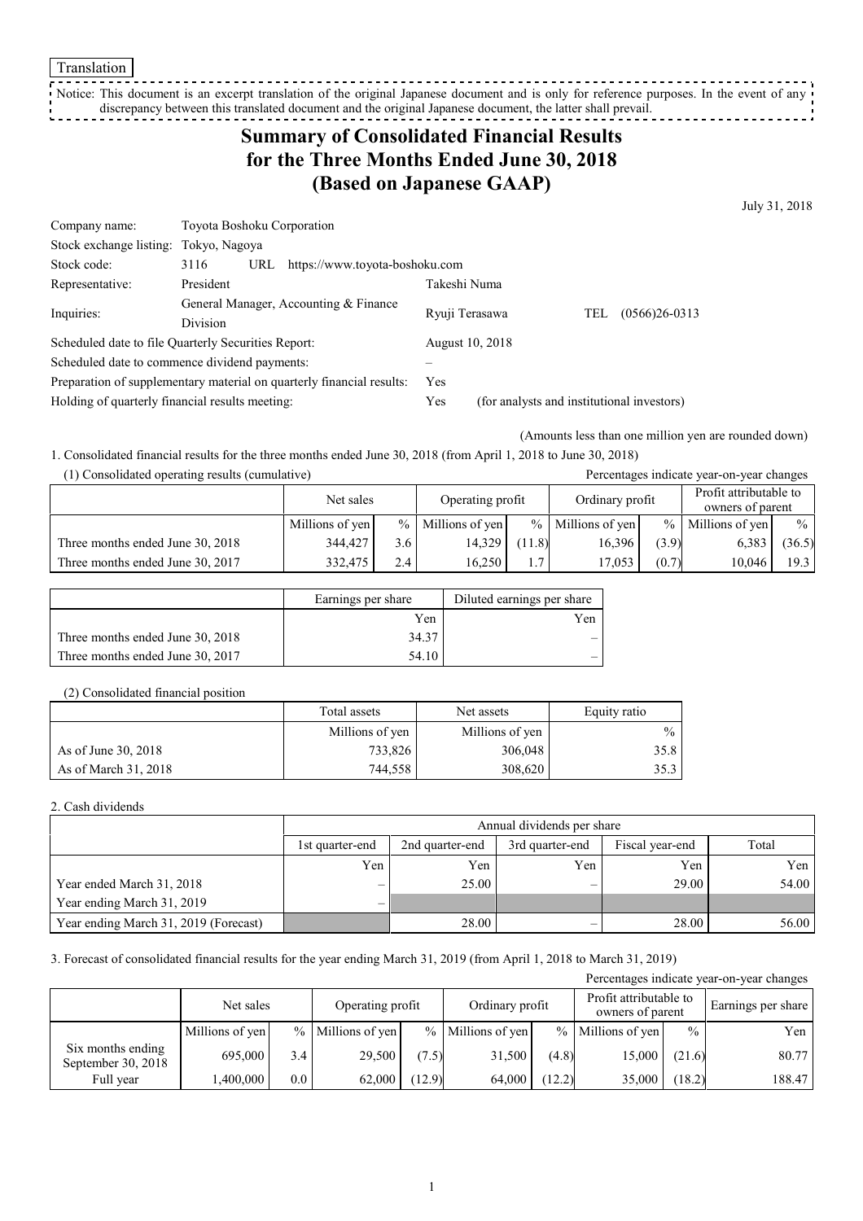Translation

Notice: This document is an excerpt translation of the original Japanese document and is only for reference purposes. In the event of any discrepancy between this translated document and the original Japanese document, the latter shall prevail.

# Summary of Consolidated Financial Results for the Three Months Ended June 30, 2018 (Based on Japanese GAAP)

July 31, 2018

| | | | |
|---|---|---|---|
| Company name: | Toyota Boshoku Corporation | | |
| Stock exchange listing: | Tokyo, Nagoya | | |
| Stock code: | 3116 URL https://www.toyota-boshoku.com | | |
| Representative: | President | Takeshi Numa | |
| Inquiries: | General Manager, Accounting & Finance Division | Ryuji Terasawa | TEL (0566)26-0313 |
| Scheduled date to file Quarterly Securities Report: | | August 10, 2018 | |
| Scheduled date to commence dividend payments: | | – | |
| Preparation of supplementary material on quarterly financial results: | | Yes | |
| Holding of quarterly financial results meeting: | | Yes | (for analysts and institutional investors) |

(Amounts less than one million yen are rounded down)

1. Consolidated financial results for the three months ended June 30, 2018 (from April 1, 2018 to June 30, 2018)

(1) Consolidated operating results (cumulative)

Percentages indicate year-on-year changes

| | Net sales | | Operating profit | | Ordinary profit | | Profit attributable to owners of parent | |
|---|---|---|---|---|---|---|---|---|
| | Millions of yen | % | Millions of yen | % | Millions of yen | % | Millions of yen | % |
| Three months ended June 30, 2018 | 344,427 | 3.6 | 14,329 | (11.8) | 16,396 | (3.9) | 6,383 | (36.5) |
| Three months ended June 30, 2017 | 332,475 | 2.4 | 16,250 | 1.7 | 17,053 | (0.7) | 10,046 | 19.3 |

| | Earnings per share | Diluted earnings per share |
|---|---|---|
| | Yen | Yen |
| Three months ended June 30, 2018 | 34.37 | – |
| Three months ended June 30, 2017 | 54.10 | – |

(2) Consolidated financial position

| | Total assets | Net assets | Equity ratio |
|---|---|---|---|
| | Millions of yen | Millions of yen | % |
| As of June 30, 2018 | 733,826 | 306,048 | 35.8 |
| As of March 31, 2018 | 744,558 | 308,620 | 35.3 |

2. Cash dividends

| | Annual dividends per share | | | | |
|---|---|---|---|---|---|
| | 1st quarter-end | 2nd quarter-end | 3rd quarter-end | Fiscal year-end | Total |
| | Yen | Yen | Yen | Yen | Yen |
| Year ended March 31, 2018 | – | 25.00 | – | 29.00 | 54.00 |
| Year ending March 31, 2019 | – | | | | |
| Year ending March 31, 2019 (Forecast) | | 28.00 | – | 28.00 | 56.00 |

3. Forecast of consolidated financial results for the year ending March 31, 2019 (from April 1, 2018 to March 31, 2019)

Percentages indicate year-on-year changes

| | Net sales | | Operating profit | | Ordinary profit | | Profit attributable to owners of parent | | Earnings per share |
|---|---|---|---|---|---|---|---|---|---|
| | Millions of yen | % | Millions of yen | % | Millions of yen | % | Millions of yen | % | Yen |
| Six months ending September 30, 2018 | 695,000 | 3.4 | 29,500 | (7.5) | 31,500 | (4.8) | 15,000 | (21.6) | 80.77 |
| Full year | 1,400,000 | 0.0 | 62,000 | (12.9) | 64,000 | (12.2) | 35,000 | (18.2) | 188.47 |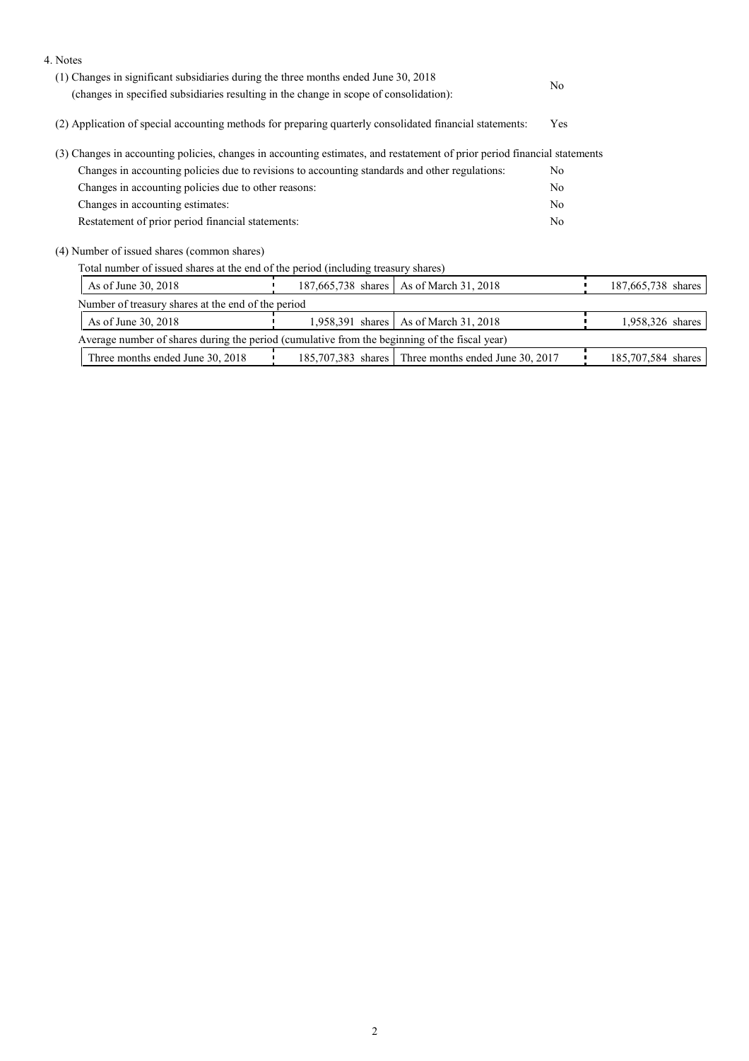4. Notes

(1) Changes in significant subsidiaries during the three months ended June 30, 2018 (changes in specified subsidiaries resulting in the change in scope of consolidation): No

(2) Application of special accounting methods for preparing quarterly consolidated financial statements: Yes

(3) Changes in accounting policies, changes in accounting estimates, and restatement of prior period financial statements

| | |
|---|---|
| Changes in accounting policies due to revisions to accounting standards and other regulations: | No |
| Changes in accounting policies due to other reasons: | No |
| Changes in accounting estimates: | No |
| Restatement of prior period financial statements: | No |

(4) Number of issued shares (common shares)

Total number of issued shares at the end of the period (including treasury shares)

| | | | |
|---|---|---|---|
| As of June 30, 2018 | 187,665,738 shares | As of March 31, 2018 | 187,665,738 shares |

Number of treasury shares at the end of the period

| | | | |
|---|---|---|---|
| As of June 30, 2018 | 1,958,391 shares | As of March 31, 2018 | 1,958,326 shares |

Average number of shares during the period (cumulative from the beginning of the fiscal year)

| | | | |
|---|---|---|---|
| Three months ended June 30, 2018 | 185,707,383 shares | Three months ended June 30, 2017 | 185,707,584 shares |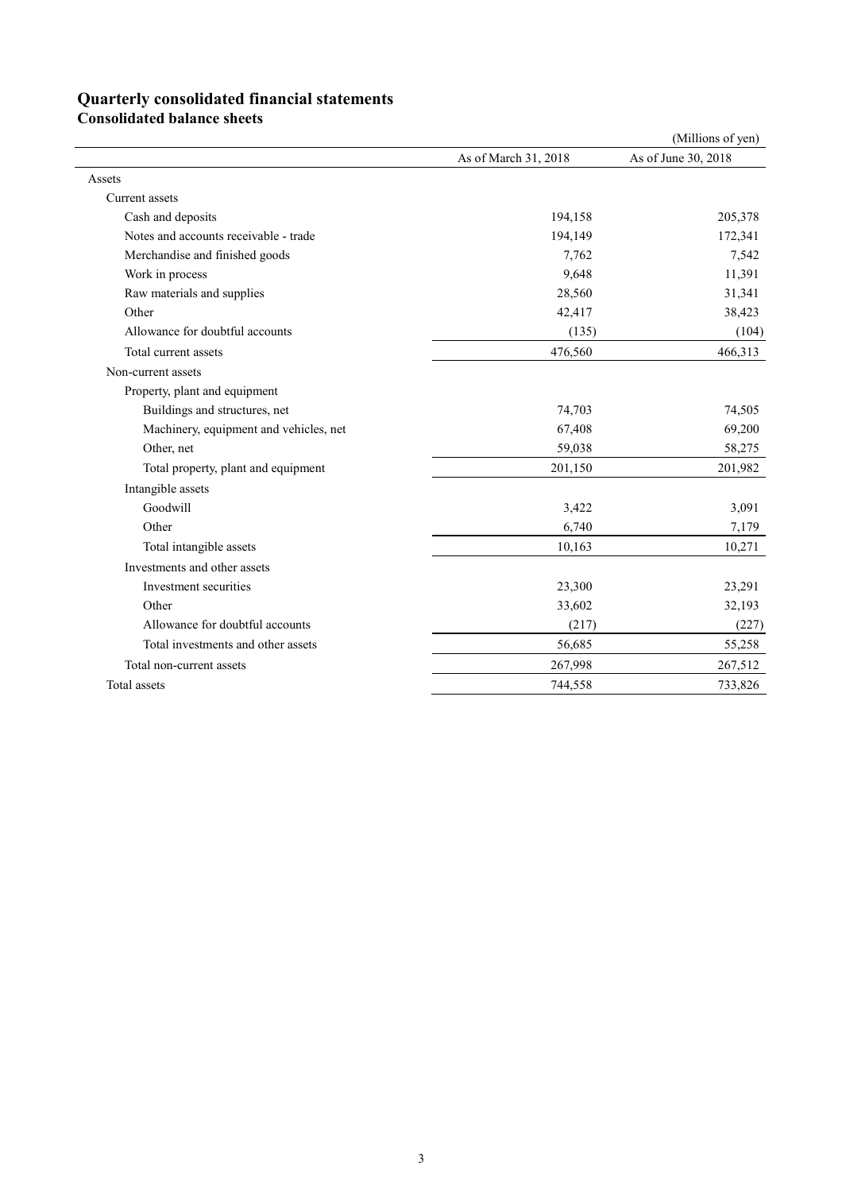## Quarterly consolidated financial statements

### Consolidated balance sheets

(Millions of yen)

| | As of March 31, 2018 | As of June 30, 2018 |
|---|---|---|
| Assets | | |
| Current assets | | |
| Cash and deposits | 194,158 | 205,378 |
| Notes and accounts receivable - trade | 194,149 | 172,341 |
| Merchandise and finished goods | 7,762 | 7,542 |
| Work in process | 9,648 | 11,391 |
| Raw materials and supplies | 28,560 | 31,341 |
| Other | 42,417 | 38,423 |
| Allowance for doubtful accounts | (135) | (104) |
| Total current assets | 476,560 | 466,313 |
| Non-current assets | | |
| Property, plant and equipment | | |
| Buildings and structures, net | 74,703 | 74,505 |
| Machinery, equipment and vehicles, net | 67,408 | 69,200 |
| Other, net | 59,038 | 58,275 |
| Total property, plant and equipment | 201,150 | 201,982 |
| Intangible assets | | |
| Goodwill | 3,422 | 3,091 |
| Other | 6,740 | 7,179 |
| Total intangible assets | 10,163 | 10,271 |
| Investments and other assets | | |
| Investment securities | 23,300 | 23,291 |
| Other | 33,602 | 32,193 |
| Allowance for doubtful accounts | (217) | (227) |
| Total investments and other assets | 56,685 | 55,258 |
| Total non-current assets | 267,998 | 267,512 |
| Total assets | 744,558 | 733,826 |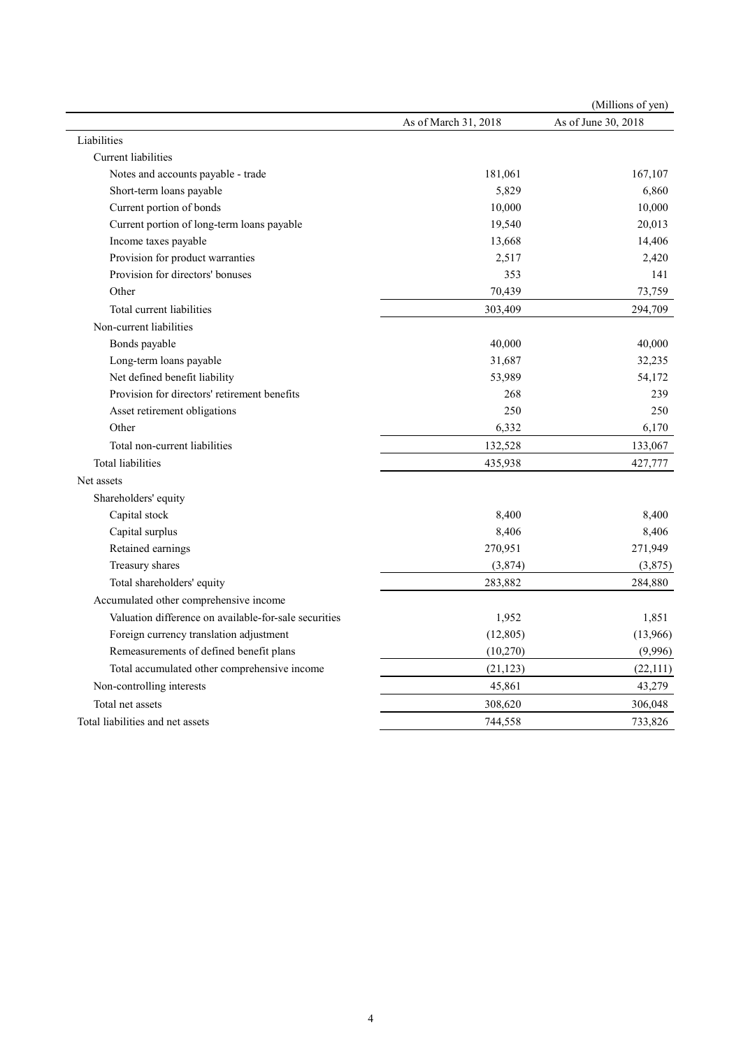(Millions of yen)

| | As of March 31, 2018 | As of June 30, 2018 |
|---|---|---|
| Liabilities | | |
| Current liabilities | | |
| Notes and accounts payable - trade | 181,061 | 167,107 |
| Short-term loans payable | 5,829 | 6,860 |
| Current portion of bonds | 10,000 | 10,000 |
| Current portion of long-term loans payable | 19,540 | 20,013 |
| Income taxes payable | 13,668 | 14,406 |
| Provision for product warranties | 2,517 | 2,420 |
| Provision for directors' bonuses | 353 | 141 |
| Other | 70,439 | 73,759 |
| Total current liabilities | 303,409 | 294,709 |
| Non-current liabilities | | |
| Bonds payable | 40,000 | 40,000 |
| Long-term loans payable | 31,687 | 32,235 |
| Net defined benefit liability | 53,989 | 54,172 |
| Provision for directors' retirement benefits | 268 | 239 |
| Asset retirement obligations | 250 | 250 |
| Other | 6,332 | 6,170 |
| Total non-current liabilities | 132,528 | 133,067 |
| Total liabilities | 435,938 | 427,777 |
| Net assets | | |
| Shareholders' equity | | |
| Capital stock | 8,400 | 8,400 |
| Capital surplus | 8,406 | 8,406 |
| Retained earnings | 270,951 | 271,949 |
| Treasury shares | (3,874) | (3,875) |
| Total shareholders' equity | 283,882 | 284,880 |
| Accumulated other comprehensive income | | |
| Valuation difference on available-for-sale securities | 1,952 | 1,851 |
| Foreign currency translation adjustment | (12,805) | (13,966) |
| Remeasurements of defined benefit plans | (10,270) | (9,996) |
| Total accumulated other comprehensive income | (21,123) | (22,111) |
| Non-controlling interests | 45,861 | 43,279 |
| Total net assets | 308,620 | 306,048 |
| Total liabilities and net assets | 744,558 | 733,826 |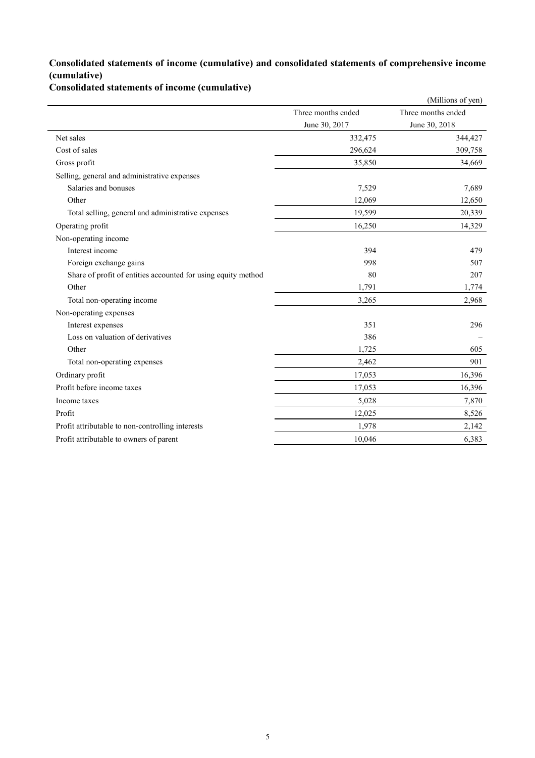## Consolidated statements of income (cumulative) and consolidated statements of comprehensive income (cumulative)

### Consolidated statements of income (cumulative)

(Millions of yen)

| | Three months ended June 30, 2017 | Three months ended June 30, 2018 |
|---|---|---|
| Net sales | 332,475 | 344,427 |
| Cost of sales | 296,624 | 309,758 |
| Gross profit | 35,850 | 34,669 |
| Selling, general and administrative expenses | | |
| Salaries and bonuses | 7,529 | 7,689 |
| Other | 12,069 | 12,650 |
| Total selling, general and administrative expenses | 19,599 | 20,339 |
| Operating profit | 16,250 | 14,329 |
| Non-operating income | | |
| Interest income | 394 | 479 |
| Foreign exchange gains | 998 | 507 |
| Share of profit of entities accounted for using equity method | 80 | 207 |
| Other | 1,791 | 1,774 |
| Total non-operating income | 3,265 | 2,968 |
| Non-operating expenses | | |
| Interest expenses | 351 | 296 |
| Loss on valuation of derivatives | 386 | – |
| Other | 1,725 | 605 |
| Total non-operating expenses | 2,462 | 901 |
| Ordinary profit | 17,053 | 16,396 |
| Profit before income taxes | 17,053 | 16,396 |
| Income taxes | 5,028 | 7,870 |
| Profit | 12,025 | 8,526 |
| Profit attributable to non-controlling interests | 1,978 | 2,142 |
| Profit attributable to owners of parent | 10,046 | 6,383 |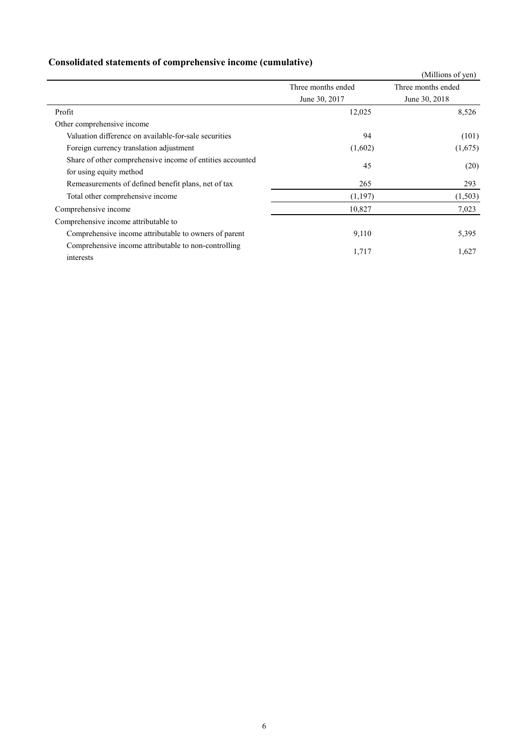## Consolidated statements of comprehensive income (cumulative)

(Millions of yen)

| | Three months ended June 30, 2017 | Three months ended June 30, 2018 |
|---|---|---|
| Profit | 12,025 | 8,526 |
| Other comprehensive income | | |
| Valuation difference on available-for-sale securities | 94 | (101) |
| Foreign currency translation adjustment | (1,602) | (1,675) |
| Share of other comprehensive income of entities accounted for using equity method | 45 | (20) |
| Remeasurements of defined benefit plans, net of tax | 265 | 293 |
| Total other comprehensive income | (1,197) | (1,503) |
| Comprehensive income | 10,827 | 7,023 |
| Comprehensive income attributable to | | |
| Comprehensive income attributable to owners of parent | 9,110 | 5,395 |
| Comprehensive income attributable to non-controlling interests | 1,717 | 1,627 |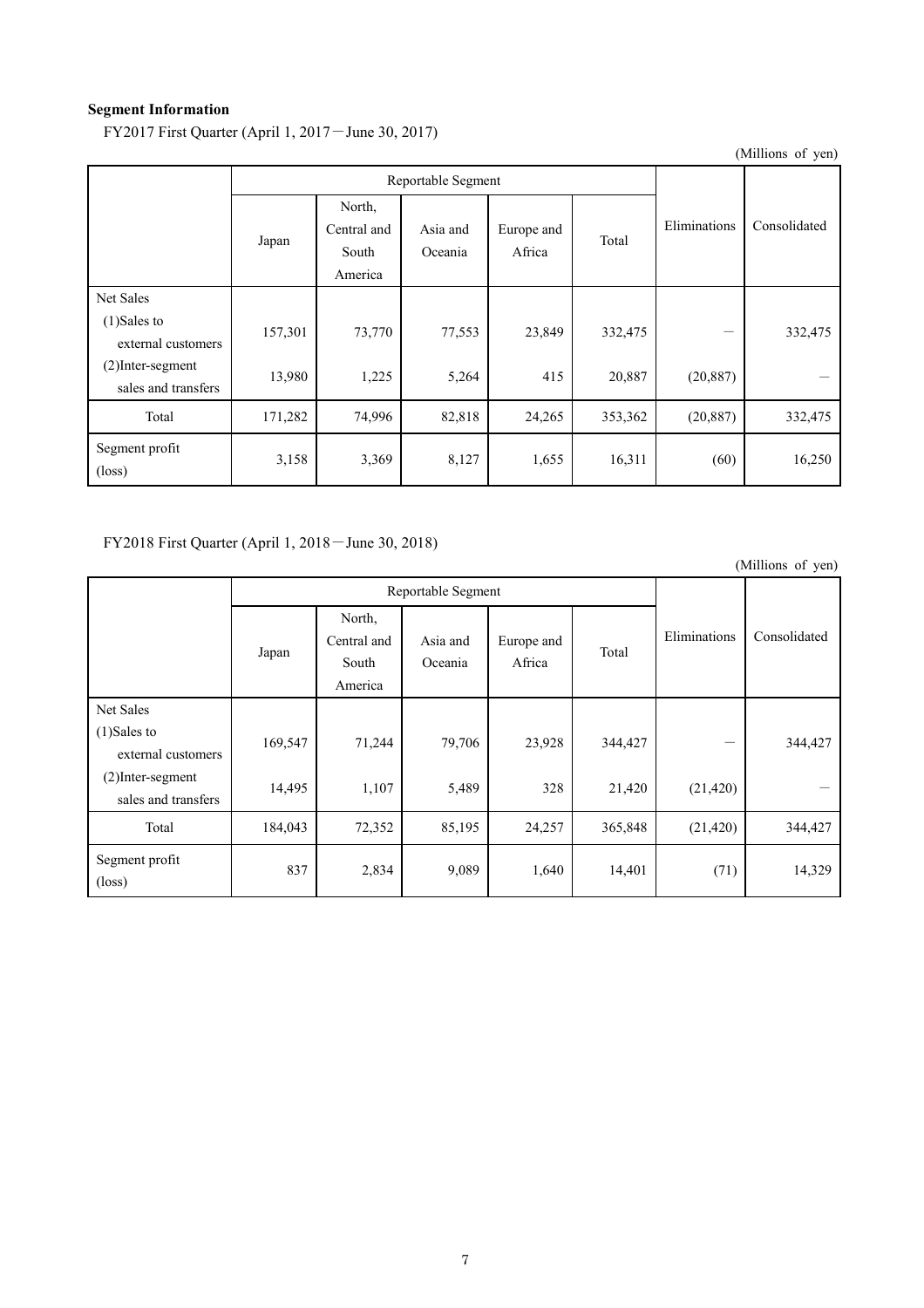**Segment Information**

FY2017 First Quarter (April 1, 2017－June 30, 2017)

(Millions of yen)

| | Reportable Segment | | | | | Eliminations | Consolidated |
|---|---|---|---|---|---|---|---|
| | Japan | North, Central and South America | Asia and Oceania | Europe and Africa | Total | | |
| Net Sales | | | | | | | |
| (1)Sales to external customers | 157,301 | 73,770 | 77,553 | 23,849 | 332,475 | — | 332,475 |
| (2)Inter-segment sales and transfers | 13,980 | 1,225 | 5,264 | 415 | 20,887 | (20,887) | — |
| Total | 171,282 | 74,996 | 82,818 | 24,265 | 353,362 | (20,887) | 332,475 |
| Segment profit (loss) | 3,158 | 3,369 | 8,127 | 1,655 | 16,311 | (60) | 16,250 |

FY2018 First Quarter (April 1, 2018－June 30, 2018)

(Millions of yen)

| | Reportable Segment | | | | | Eliminations | Consolidated |
|---|---|---|---|---|---|---|---|
| | Japan | North, Central and South America | Asia and Oceania | Europe and Africa | Total | | |
| Net Sales | | | | | | | |
| (1)Sales to external customers | 169,547 | 71,244 | 79,706 | 23,928 | 344,427 | — | 344,427 |
| (2)Inter-segment sales and transfers | 14,495 | 1,107 | 5,489 | 328 | 21,420 | (21,420) | — |
| Total | 184,043 | 72,352 | 85,195 | 24,257 | 365,848 | (21,420) | 344,427 |
| Segment profit (loss) | 837 | 2,834 | 9,089 | 1,640 | 14,401 | (71) | 14,329 |